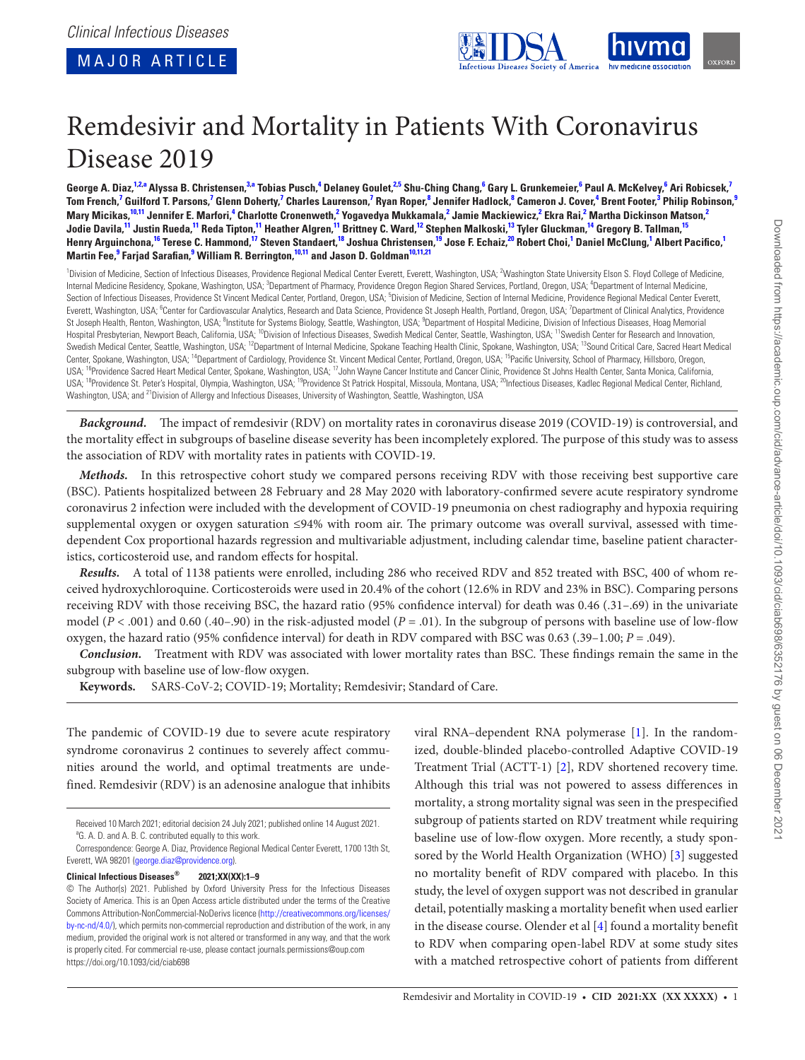Clinical Infectious Diseases

MAJOR ARTICLE

# Remdesivir and Mortality in Patients With Coronavirus Disease 2019

**George A. Diaz,[1,2,a] Alyssa B. Christensen,[3,a] Tobias Pusch,[4] Delaney Goulet,[2,5] Shu-Ching Chang,[6] Gary L. Grunkemeier,[6] Paul A. McKelvey,[6] Ari Robicsek,[7] Tom French,[7] Guilford T. Parsons,[7] Glenn Doherty,[7] Charles Laurenson,[7] Ryan Roper,[8] Jennifer Hadlock,[8] Cameron J. Cover,[4] Brent Footer,[3] Philip Robinson,[9] Mary Micikas,[10,11] Jennifer E. Marfori,[4] Charlotte Cronenweth,[2] Yogavedya Mukkamala,[2] Jamie Mackiewicz,[2] Ekra Rai,[2] Martha Dickinson Matson,[2] Jodie Davila,[11] Justin Rueda,[11] Reda Tipton,[11] Heather Algren,[11] Brittney C. Ward,[12] Stephen Malkoski,[13] Tyler Gluckman,[14] Gregory B. Tallman,[15] Henry Arguinchona,[16] Terese C. Hammond,[17] Steven Standaert,[18] Joshua Christensen,[19] Jose F. Echaiz,[20] Robert Choi,[1] Daniel McClung,[1] Albert Pacifico,[1] Martin Fee,[9] Farjad Sarafian,[9] William R. Berrington,[10,11] and Jason D. Goldman[10,11,21]**

[1]Division of Medicine, Section of Infectious Diseases, Providence Regional Medical Center Everett, Everett, Washington, USA; [2]Washington State University Elson S. Floyd College of Medicine, Internal Medicine Residency, Spokane, Washington, USA; [3]Department of Pharmacy, Providence Oregon Region Shared Services, Portland, Oregon, USA; [4]Department of Internal Medicine, Section of Infectious Diseases, Providence St Vincent Medical Center, Portland, Oregon, USA; [5]Division of Medicine, Section of Internal Medicine, Providence Regional Medical Center Everett, Everett, Washington, USA; [6]Center for Cardiovascular Analytics, Research and Data Science, Providence St Joseph Health, Portland, Oregon, USA; [7]Department of Clinical Analytics, Providence St Joseph Health, Renton, Washington, USA; [8]Institute for Systems Biology, Seattle, Washington, USA; [9]Department of Hospital Medicine, Division of Infectious Diseases, Hoag Memorial Hospital Presbyterian, Newport Beach, California, USA; [10]Division of Infectious Diseases, Swedish Medical Center, Seattle, Washington, USA; [11]Swedish Center for Research and Innovation, Swedish Medical Center, Seattle, Washington, USA; [12]Department of Internal Medicine, Spokane Teaching Health Clinic, Spokane, Washington, USA; [13]Sound Critical Care, Sacred Heart Medical Center, Spokane, Washington, USA; [14]Department of Cardiology, Providence St. Vincent Medical Center, Portland, Oregon, USA; [15]Pacific University, School of Pharmacy, Hillsboro, Oregon, USA; [16]Providence Sacred Heart Medical Center, Spokane, Washington, USA; [17]John Wayne Cancer Institute and Cancer Clinic, Providence St Johns Health Center, Santa Monica, California, USA; [18]Providence St. Peter's Hospital, Olympia, Washington, USA; [19]Providence St Patrick Hospital, Missoula, Montana, USA; [20]Infectious Diseases, Kadlec Regional Medical Center, Richland, Washington, USA; and [21]Division of Allergy and Infectious Diseases, University of Washington, Seattle, Washington, USA

***Background.*** The impact of remdesivir (RDV) on mortality rates in coronavirus disease 2019 (COVID-19) is controversial, and the mortality effect in subgroups of baseline disease severity has been incompletely explored. The purpose of this study was to assess the association of RDV with mortality rates in patients with COVID-19.

***Methods.*** In this retrospective cohort study we compared persons receiving RDV with those receiving best supportive care (BSC). Patients hospitalized between 28 February and 28 May 2020 with laboratory-confirmed severe acute respiratory syndrome coronavirus 2 infection were included with the development of COVID-19 pneumonia on chest radiography and hypoxia requiring supplemental oxygen or oxygen saturation ≤94% with room air. The primary outcome was overall survival, assessed with time-dependent Cox proportional hazards regression and multivariable adjustment, including calendar time, baseline patient characteristics, corticosteroid use, and random effects for hospital.

***Results.*** A total of 1138 patients were enrolled, including 286 who received RDV and 852 treated with BSC, 400 of whom received hydroxychloroquine. Corticosteroids were used in 20.4% of the cohort (12.6% in RDV and 23% in BSC). Comparing persons receiving RDV with those receiving BSC, the hazard ratio (95% confidence interval) for death was 0.46 (.31–.69) in the univariate model ($P < .001$) and 0.60 (.40–.90) in the risk-adjusted model ($P = .01$). In the subgroup of persons with baseline use of low-flow oxygen, the hazard ratio (95% confidence interval) for death in RDV compared with BSC was 0.63 (.39–1.00; $P = .049$).

***Conclusion.*** Treatment with RDV was associated with lower mortality rates than BSC. These findings remain the same in the subgroup with baseline use of low-flow oxygen.

**Keywords.** SARS-CoV-2; COVID-19; Mortality; Remdesivir; Standard of Care.

The pandemic of COVID-19 due to severe acute respiratory syndrome coronavirus 2 continues to severely affect communities around the world, and optimal treatments are undefined. Remdesivir (RDV) is an adenosine analogue that inhibits viral RNA–dependent RNA polymerase [1]. In the randomized, double-blinded placebo-controlled Adaptive COVID-19 Treatment Trial (ACTT-1) [2], RDV shortened recovery time. Although this trial was not powered to assess differences in mortality, a strong mortality signal was seen in the prespecified subgroup of patients started on RDV treatment while requiring baseline use of low-flow oxygen. More recently, a study sponsored by the World Health Organization (WHO) [3] suggested no mortality benefit of RDV compared with placebo. In this study, the level of oxygen support was not described in granular detail, potentially masking a mortality benefit when used earlier in the disease course. Olender et al [4] found a mortality benefit to RDV when comparing open-label RDV at some study sites with a matched retrospective cohort of patients from different

Received 10 March 2021; editorial decision 24 July 2021; published online 14 August 2021.
[a]G. A. D. and A. B. C. contributed equally to this work.

Correspondence: George A. Diaz, Providence Regional Medical Center Everett, 1700 13th St, Everett, WA 98201 (george.diaz@providence.org).

**Clinical Infectious Diseases® 2021;XX(XX):1–9**

© The Author(s) 2021. Published by Oxford University Press for the Infectious Diseases Society of America. This is an Open Access article distributed under the terms of the Creative Commons Attribution-NonCommercial-NoDerivs licence (http://creativecommons.org/licenses/by-nc-nd/4.0/), which permits non-commercial reproduction and distribution of the work, in any medium, provided the original work is not altered or transformed in any way, and that the work is properly cited. For commercial re-use, please contact journals.permissions@oup.com
https://doi.org/10.1093/cid/ciab698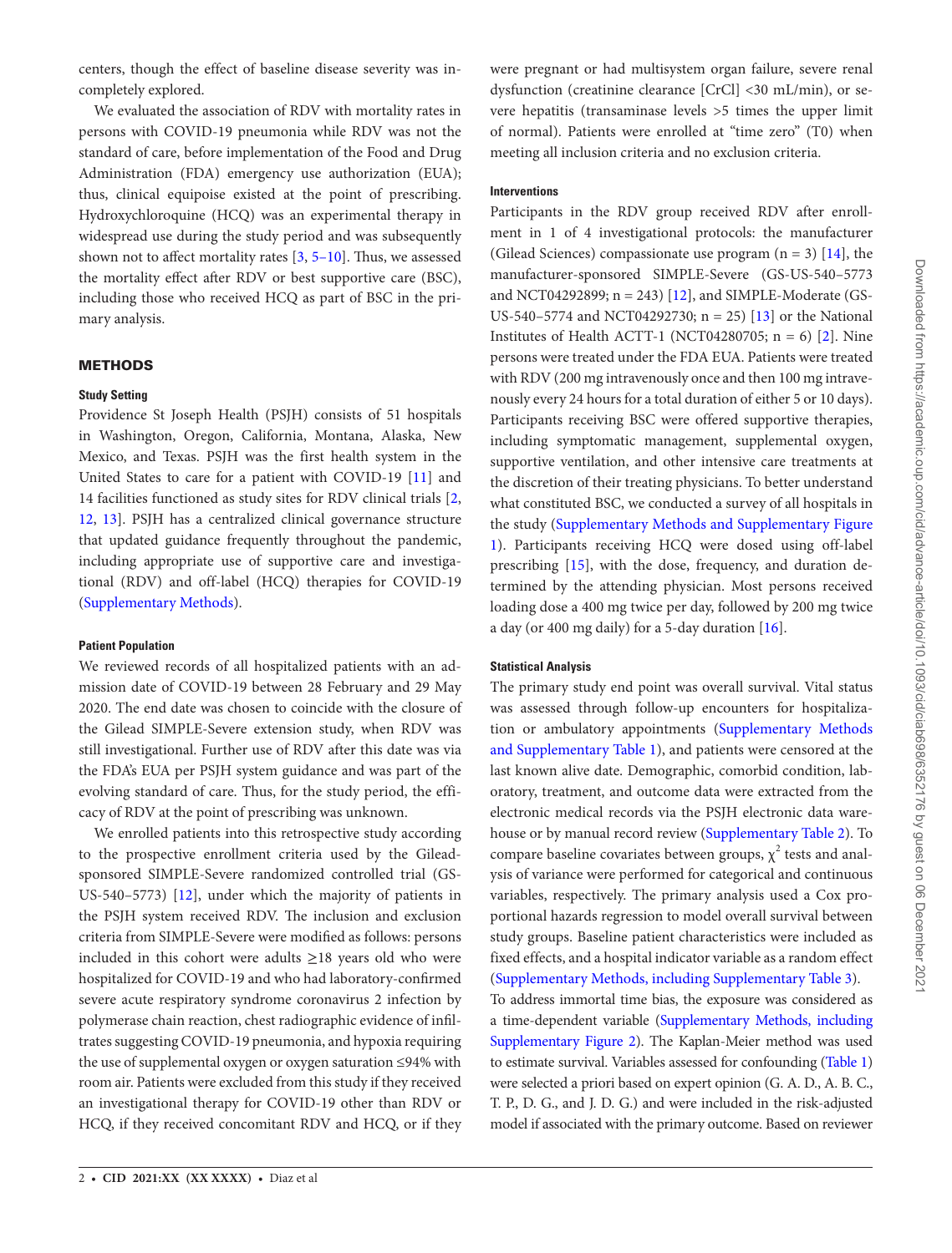centers, though the effect of baseline disease severity was incompletely explored.

We evaluated the association of RDV with mortality rates in persons with COVID-19 pneumonia while RDV was not the standard of care, before implementation of the Food and Drug Administration (FDA) emergency use authorization (EUA); thus, clinical equipoise existed at the point of prescribing. Hydroxychloroquine (HCQ) was an experimental therapy in widespread use during the study period and was subsequently shown not to affect mortality rates [3, 5–10]. Thus, we assessed the mortality effect after RDV or best supportive care (BSC), including those who received HCQ as part of BSC in the primary analysis.

## METHODS

### Study Setting

Providence St Joseph Health (PSJH) consists of 51 hospitals in Washington, Oregon, California, Montana, Alaska, New Mexico, and Texas. PSJH was the first health system in the United States to care for a patient with COVID-19 [11] and 14 facilities functioned as study sites for RDV clinical trials [2, 12, 13]. PSJH has a centralized clinical governance structure that updated guidance frequently throughout the pandemic, including appropriate use of supportive care and investigational (RDV) and off-label (HCQ) therapies for COVID-19 (Supplementary Methods).

### Patient Population

We reviewed records of all hospitalized patients with an admission date of COVID-19 between 28 February and 29 May 2020. The end date was chosen to coincide with the closure of the Gilead SIMPLE-Severe extension study, when RDV was still investigational. Further use of RDV after this date was via the FDA's EUA per PSJH system guidance and was part of the evolving standard of care. Thus, for the study period, the efficacy of RDV at the point of prescribing was unknown.

We enrolled patients into this retrospective study according to the prospective enrollment criteria used by the Gilead-sponsored SIMPLE-Severe randomized controlled trial (GS-US-540–5773) [12], under which the majority of patients in the PSJH system received RDV. The inclusion and exclusion criteria from SIMPLE-Severe were modified as follows: persons included in this cohort were adults ≥18 years old who were hospitalized for COVID-19 and who had laboratory-confirmed severe acute respiratory syndrome coronavirus 2 infection by polymerase chain reaction, chest radiographic evidence of infiltrates suggesting COVID-19 pneumonia, and hypoxia requiring the use of supplemental oxygen or oxygen saturation ≤94% with room air. Patients were excluded from this study if they received an investigational therapy for COVID-19 other than RDV or HCQ, if they received concomitant RDV and HCQ, or if they were pregnant or had multisystem organ failure, severe renal dysfunction (creatinine clearance [CrCl] <30 mL/min), or severe hepatitis (transaminase levels >5 times the upper limit of normal). Patients were enrolled at "time zero" (T0) when meeting all inclusion criteria and no exclusion criteria.

### Interventions

Participants in the RDV group received RDV after enrollment in 1 of 4 investigational protocols: the manufacturer (Gilead Sciences) compassionate use program (n = 3) [14], the manufacturer-sponsored SIMPLE-Severe (GS-US-540–5773 and NCT04292899; n = 243) [12], and SIMPLE-Moderate (GS-US-540–5774 and NCT04292730; n = 25) [13] or the National Institutes of Health ACTT-1 (NCT04280705; n = 6) [2]. Nine persons were treated under the FDA EUA. Patients were treated with RDV (200 mg intravenously once and then 100 mg intravenously every 24 hours for a total duration of either 5 or 10 days). Participants receiving BSC were offered supportive therapies, including symptomatic management, supplemental oxygen, supportive ventilation, and other intensive care treatments at the discretion of their treating physicians. To better understand what constituted BSC, we conducted a survey of all hospitals in the study (Supplementary Methods and Supplementary Figure 1). Participants receiving HCQ were dosed using off-label prescribing [15], with the dose, frequency, and duration determined by the attending physician. Most persons received loading dose a 400 mg twice per day, followed by 200 mg twice a day (or 400 mg daily) for a 5-day duration [16].

### Statistical Analysis

The primary study end point was overall survival. Vital status was assessed through follow-up encounters for hospitalization or ambulatory appointments (Supplementary Methods and Supplementary Table 1), and patients were censored at the last known alive date. Demographic, comorbid condition, laboratory, treatment, and outcome data were extracted from the electronic medical records via the PSJH electronic data warehouse or by manual record review (Supplementary Table 2). To compare baseline covariates between groups, $\chi^2$ tests and analysis of variance were performed for categorical and continuous variables, respectively. The primary analysis used a Cox proportional hazards regression to model overall survival between study groups. Baseline patient characteristics were included as fixed effects, and a hospital indicator variable as a random effect (Supplementary Methods, including Supplementary Table 3). To address immortal time bias, the exposure was considered as a time-dependent variable (Supplementary Methods, including Supplementary Figure 2). The Kaplan-Meier method was used to estimate survival. Variables assessed for confounding (Table 1) were selected a priori based on expert opinion (G. A. D., A. B. C., T. P., D. G., and J. D. G.) and were included in the risk-adjusted model if associated with the primary outcome. Based on reviewer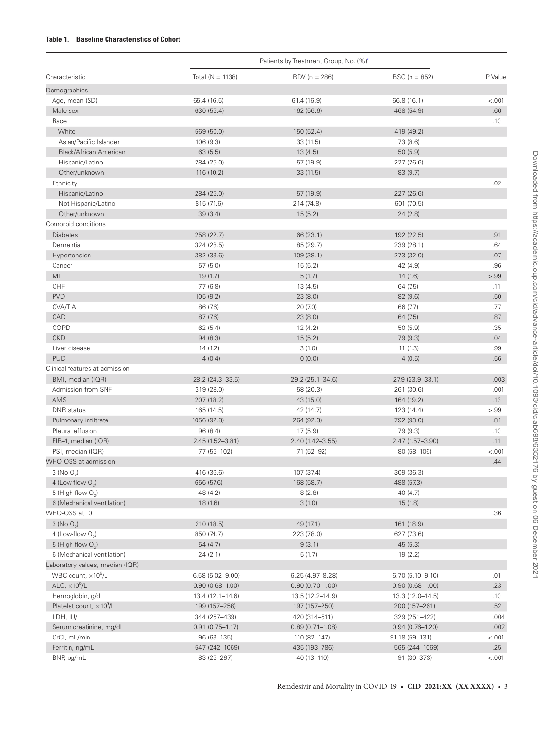**Table 1. Baseline Characteristics of Cohort**

| Characteristic | Patients by Treatment Group, No. (%)[a] | | | |
|---|---|---|---|---|
| | Total (N = 1138) | RDV (n = 286) | BSC (n = 852) | P Value |
| Demographics | | | | |
| Age, mean (SD) | 65.4 (16.5) | 61.4 (16.9) | 66.8 (16.1) | <.001 |
| Male sex | 630 (55.4) | 162 (56.6) | 468 (54.9) | .66 |
| Race | | | | .10 |
| White | 569 (50.0) | 150 (52.4) | 419 (49.2) | |
| Asian/Pacific Islander | 106 (9.3) | 33 (11.5) | 73 (8.6) | |
| Black/African American | 63 (5.5) | 13 (4.5) | 50 (5.9) | |
| Hispanic/Latino | 284 (25.0) | 57 (19.9) | 227 (26.6) | |
| Other/unknown | 116 (10.2) | 33 (11.5) | 83 (9.7) | |
| Ethnicity | | | | .02 |
| Hispanic/Latino | 284 (25.0) | 57 (19.9) | 227 (26.6) | |
| Not Hispanic/Latino | 815 (71.6) | 214 (74.8) | 601 (70.5) | |
| Other/unknown | 39 (3.4) | 15 (5.2) | 24 (2.8) | |
| Comorbid conditions | | | | |
| Diabetes | 258 (22.7) | 66 (23.1) | 192 (22.5) | .91 |
| Dementia | 324 (28.5) | 85 (29.7) | 239 (28.1) | .64 |
| Hypertension | 382 (33.6) | 109 (38.1) | 273 (32.0) | .07 |
| Cancer | 57 (5.0) | 15 (5.2) | 42 (4.9) | .96 |
| MI | 19 (1.7) | 5 (1.7) | 14 (1.6) | >.99 |
| CHF | 77 (6.8) | 13 (4.5) | 64 (7.5) | .11 |
| PVD | 105 (9.2) | 23 (8.0) | 82 (9.6) | .50 |
| CVA/TIA | 86 (7.6) | 20 (7.0) | 66 (7.7) | .77 |
| CAD | 87 (7.6) | 23 (8.0) | 64 (7.5) | .87 |
| COPD | 62 (5.4) | 12 (4.2) | 50 (5.9) | .35 |
| CKD | 94 (8.3) | 15 (5.2) | 79 (9.3) | .04 |
| Liver disease | 14 (1.2) | 3 (1.0) | 11 (1.3) | .99 |
| PUD | 4 (0.4) | 0 (0.0) | 4 (0.5) | .56 |
| Clinical features at admission | | | | |
| BMI, median (IQR) | 28.2 (24.3–33.5) | 29.2 (25.1–34.6) | 27.9 (23.9–33.1) | .003 |
| Admission from SNF | 319 (28.0) | 58 (20.3) | 261 (30.6) | .001 |
| AMS | 207 (18.2) | 43 (15.0) | 164 (19.2) | .13 |
| DNR status | 165 (14.5) | 42 (14.7) | 123 (14.4) | >.99 |
| Pulmonary infiltrate | 1056 (92.8) | 264 (92.3) | 792 (93.0) | .81 |
| Pleural effusion | 96 (8.4) | 17 (5.9) | 79 (9.3) | .10 |
| FIB-4, median (IQR) | 2.45 (1.52–3.81) | 2.40 (1.42–3.55) | 2.47 (1.57–3.90) | .11 |
| PSI, median (IQR) | 77 (55–102) | 71 (52–92) | 80 (58–106) | <.001 |
| WHO-OSS at admission | | | | .44 |
| 3 (No $O_2$) | 416 (36.6) | 107 (37.4) | 309 (36.3) | |
| 4 (Low-flow $O_2$) | 656 (57.6) | 168 (58.7) | 488 (57.3) | |
| 5 (High-flow $O_2$) | 48 (4.2) | 8 (2.8) | 40 (4.7) | |
| 6 (Mechanical ventilation) | 18 (1.6) | 3 (1.0) | 15 (1.8) | |
| WHO-OSS at T0 | | | | .36 |
| 3 (No $O_2$) | 210 (18.5) | 49 (17.1) | 161 (18.9) | |
| 4 (Low-flow $O_2$) | 850 (74.7) | 223 (78.0) | 627 (73.6) | |
| 5 (High-flow $O_2$) | 54 (4.7) | 9 (3.1) | 45 (5.3) | |
| 6 (Mechanical ventilation) | 24 (2.1) | 5 (1.7) | 19 (2.2) | |
| Laboratory values, median (IQR) | | | | |
| WBC count, $\times10^9$/L | 6.58 (5.02–9.00) | 6.25 (4.97–8.28) | 6.70 (5.10–9.10) | .01 |
| ALC, $\times10^9$/L | 0.90 (0.68–1.00) | 0.90 (0.70–1.00) | 0.90 (0.68–1.00) | .23 |
| Hemoglobin, g/dL | 13.4 (12.1–14.6) | 13.5 (12.2–14.9) | 13.3 (12.0–14.5) | .10 |
| Platelet count, $\times10^9$/L | 199 (157–258) | 197 (157–250) | 200 (157–261) | .52 |
| LDH, IU/L | 344 (257–439) | 420 (314–511) | 329 (251–422) | .004 |
| Serum creatinine, mg/dL | 0.91 (0.75–1.17) | 0.89 (0.71–1.08) | 0.94 (0.76–1.20) | .002 |
| CrCl, mL/min | 96 (63–135) | 110 (82–147) | 91.18 (59–131) | <.001 |
| Ferritin, ng/mL | 547 (242–1069) | 435 (193–786) | 565 (244–1069) | .25 |
| BNP, pg/mL | 83 (25–297) | 40 (13–110) | 91 (30–373) | <.001 |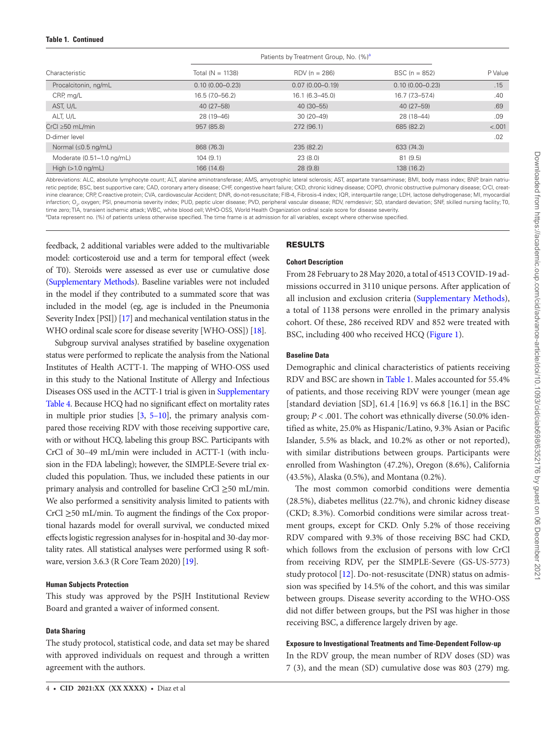**Table 1. Continued**

| Characteristic | Patients by Treatment Group, No. (%)[a] | | | P Value |
|---|---|---|---|---|
| | Total (N = 1138) | RDV (n = 286) | BSC (n = 852) | |
| Procalcitonin, ng/mL | 0.10 (0.00–0.23) | 0.07 (0.00–0.19) | 0.10 (0.00–0.23) | .15 |
| CRP, mg/L | 16.5 (7.0–56.2) | 16.1 (6.3–45.0) | 16.7 (7.3–57.4) | .40 |
| AST, U/L | 40 (27–58) | 40 (30–55) | 40 (27–59) | .69 |
| ALT, U/L | 28 (19–46) | 30 (20–49) | 28 (18–44) | .09 |
| CrCl ≥50 mL/min | 957 (85.8) | 272 (96.1) | 685 (82.2) | <.001 |
| D-dimer level | | | | .02 |
| Normal (≤0.5 ng/mL) | 868 (76.3) | 235 (82.2) | 633 (74.3) | |
| Moderate (0.51–1.0 ng/mL) | 104 (9.1) | 23 (8.0) | 81 (9.5) | |
| High (>1.0 ng/mL) | 166 (14.6) | 28 (9.8) | 138 (16.2) | |

Abbreviations: ALC, absolute lymphocyte count; ALT, alanine aminotransferase; AMS, amyotrophic lateral sclerosis; AST, aspartate transaminase; BMI, body mass index; BNP, brain natriuretic peptide; BSC, best supportive care; CAD, coronary artery disease; CHF, congestive heart failure; CKD, chronic kidney disease; COPD, chronic obstructive pulmonary disease; CrCl, creatinine clearance; CRP, C-reactive protein; CVA, cardiovascular Accident; DNR, do-not-resuscitate; FIB-4, Fibrosis-4 index; IQR, interquartile range; LDH, lactose dehydrogenase; MI, myocardial infarction; $O_2$, oxygen; PSI, pneumonia severity index; PUD, peptic ulcer disease; PVD, peripheral vascular disease; RDV, remdesivir; SD, standard deviation; SNF, skilled nursing facility; T0, time zero; TIA, transient ischemic attack; WBC, white blood cell; WHO-OSS, World Health Organization ordinal scale score for disease severity.

[a]Data represent no. (%) of patients unless otherwise specified. The time frame is at admission for all variables, except where otherwise specified.

feedback, 2 additional variables were added to the multivariable model: corticosteroid use and a term for temporal effect (week of T0). Steroids were assessed as ever use or cumulative dose (Supplementary Methods). Baseline variables were not included in the model if they contributed to a summated score that was included in the model (eg, age is included in the Pneumonia Severity Index [PSI]) [17] and mechanical ventilation status in the WHO ordinal scale score for disease severity [WHO-OSS]) [18].

Subgroup survival analyses stratified by baseline oxygenation status were performed to replicate the analysis from the National Institutes of Health ACTT-1. The mapping of WHO-OSS used in this study to the National Institute of Allergy and Infectious Diseases OSS used in the ACTT-1 trial is given in Supplementary Table 4. Because HCQ had no significant effect on mortality rates in multiple prior studies [3, 5–10], the primary analysis compared those receiving RDV with those receiving supportive care, with or without HCQ, labeling this group BSC. Participants with CrCl of 30–49 mL/min were included in ACTT-1 (with inclusion in the FDA labeling); however, the SIMPLE-Severe trial excluded this population. Thus, we included these patients in our primary analysis and controlled for baseline CrCl ≥50 mL/min. We also performed a sensitivity analysis limited to patients with CrCl ≥50 mL/min. To augment the findings of the Cox proportional hazards model for overall survival, we conducted mixed effects logistic regression analyses for in-hospital and 30-day mortality rates. All statistical analyses were performed using R software, version 3.6.3 (R Core Team 2020) [19].

#### Human Subjects Protection

This study was approved by the PSJH Institutional Review Board and granted a waiver of informed consent.

#### Data Sharing

The study protocol, statistical code, and data set may be shared with approved individuals on request and through a written agreement with the authors.

## RESULTS

#### Cohort Description

From 28 February to 28 May 2020, a total of 4513 COVID-19 admissions occurred in 3110 unique persons. After application of all inclusion and exclusion criteria (Supplementary Methods), a total of 1138 persons were enrolled in the primary analysis cohort. Of these, 286 received RDV and 852 were treated with BSC, including 400 who received HCQ (Figure 1).

#### Baseline Data

Demographic and clinical characteristics of patients receiving RDV and BSC are shown in Table 1. Males accounted for 55.4% of patients, and those receiving RDV were younger (mean age [standard deviation [SD], 61.4 [16.9] vs 66.8 [16.1] in the BSC group; $P < .001$. The cohort was ethnically diverse (50.0% identified as white, 25.0% as Hispanic/Latino, 9.3% Asian or Pacific Islander, 5.5% as black, and 10.2% as other or not reported), with similar distributions between groups. Participants were enrolled from Washington (47.2%), Oregon (8.6%), California (43.5%), Alaska (0.5%), and Montana (0.2%).

The most common comorbid conditions were dementia (28.5%), diabetes mellitus (22.7%), and chronic kidney disease (CKD; 8.3%). Comorbid conditions were similar across treatment groups, except for CKD. Only 5.2% of those receiving RDV compared with 9.3% of those receiving BSC had CKD, which follows from the exclusion of persons with low CrCl from receiving RDV, per the SIMPLE-Severe (GS-US-5773) study protocol [12]. Do-not-resuscitate (DNR) status on admission was specified by 14.5% of the cohort, and this was similar between groups. Disease severity according to the WHO-OSS did not differ between groups, but the PSI was higher in those receiving BSC, a difference largely driven by age.

#### Exposure to Investigational Treatments and Time-Dependent Follow-up

In the RDV group, the mean number of RDV doses (SD) was 7 (3), and the mean (SD) cumulative dose was 803 (279) mg.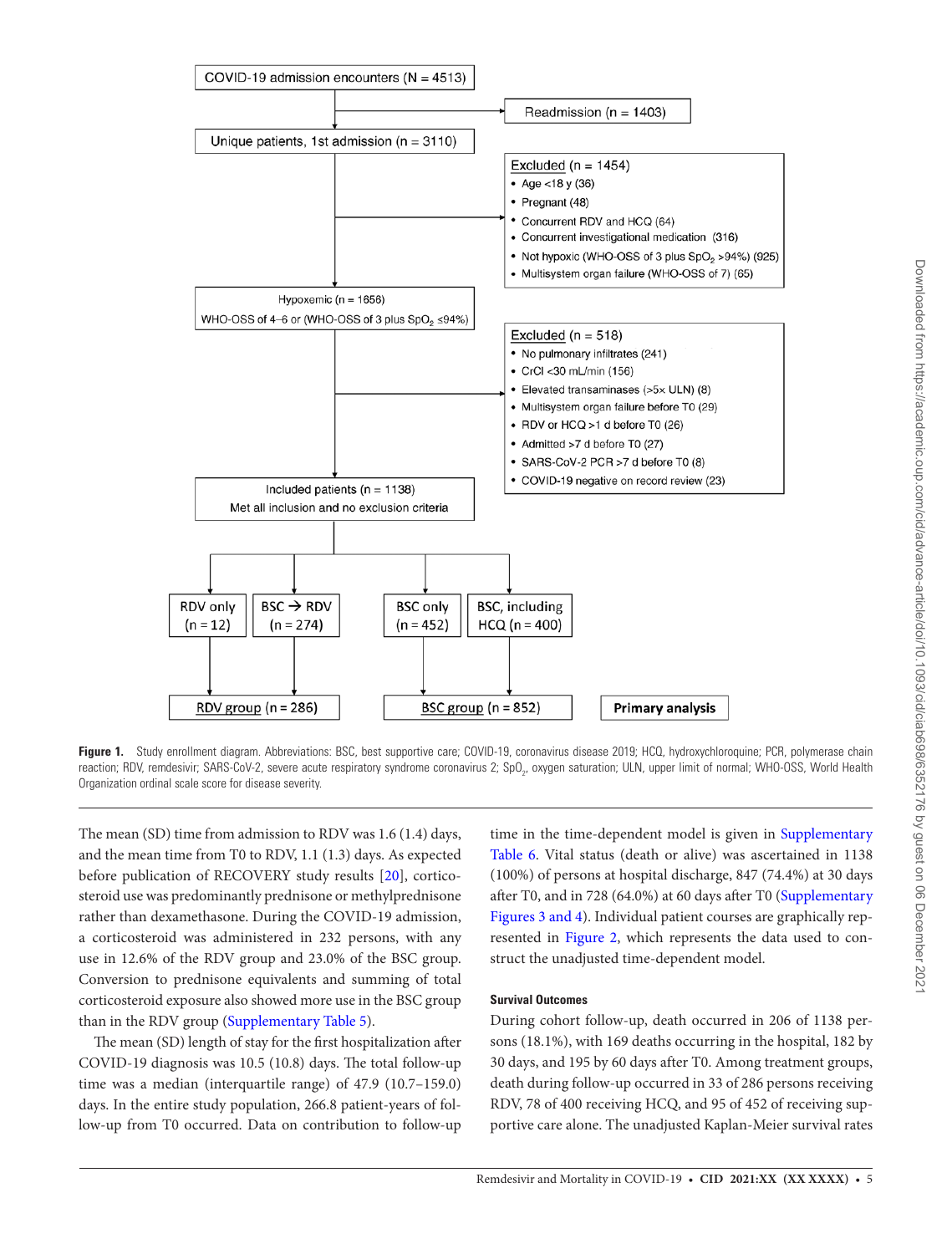COVID-19 admission encounters (N = 4513)

Readmission (n = 1403)

Unique patients, 1st admission (n = 3110)

Excluded (n = 1454)
- Age <18 y (36)
- Pregnant (48)
- Concurrent RDV and HCQ (64)
- Concurrent investigational medication (316)
- Not hypoxic (WHO-OSS of 3 plus $SpO_2$ >94%) (925)
- Multisystem organ failure (WHO-OSS of 7) (65)

Hypoxemic (n = 1656)
WHO-OSS of 4–6 or (WHO-OSS of 3 plus $SpO_2$ ≤94%)

Excluded (n = 518)
- No pulmonary infiltrates (241)
- CrCl <30 mL/min (156)
- Elevated transaminases (>5× ULN) (8)
- Multisystem organ failure before T0 (29)
- RDV or HCQ >1 d before T0 (26)
- Admitted >7 d before T0 (27)
- SARS-CoV-2 PCR >7 d before T0 (8)
- COVID-19 negative on record review (23)

Included patients (n = 1138)
Met all inclusion and no exclusion criteria

RDV only (n = 12) | BSC → RDV (n = 274) | BSC only (n = 452) | BSC, including HCQ (n = 400)

RDV group (n = 286) | BSC group (n = 852) | **Primary analysis**

**Figure 1.** Study enrollment diagram. Abbreviations: BSC, best supportive care; COVID-19, coronavirus disease 2019; HCQ, hydroxychloroquine; PCR, polymerase chain reaction; RDV, remdesivir; SARS-CoV-2, severe acute respiratory syndrome coronavirus 2; $SpO_2$, oxygen saturation; ULN, upper limit of normal; WHO-OSS, World Health Organization ordinal scale score for disease severity.

The mean (SD) time from admission to RDV was 1.6 (1.4) days, and the mean time from T0 to RDV, 1.1 (1.3) days. As expected before publication of RECOVERY study results [20], corticosteroid use was predominantly prednisone or methylprednisone rather than dexamethasone. During the COVID-19 admission, a corticosteroid was administered in 232 persons, with any use in 12.6% of the RDV group and 23.0% of the BSC group. Conversion to prednisone equivalents and summing of total corticosteroid exposure also showed more use in the BSC group than in the RDV group (Supplementary Table 5).

The mean (SD) length of stay for the first hospitalization after COVID-19 diagnosis was 10.5 (10.8) days. The total follow-up time was a median (interquartile range) of 47.9 (10.7–159.0) days. In the entire study population, 266.8 patient-years of follow-up from T0 occurred. Data on contribution to follow-up time in the time-dependent model is given in Supplementary Table 6. Vital status (death or alive) was ascertained in 1138 (100%) of persons at hospital discharge, 847 (74.4%) at 30 days after T0, and in 728 (64.0%) at 60 days after T0 (Supplementary Figures 3 and 4). Individual patient courses are graphically represented in Figure 2, which represents the data used to construct the unadjusted time-dependent model.

### Survival Outcomes

During cohort follow-up, death occurred in 206 of 1138 persons (18.1%), with 169 deaths occurring in the hospital, 182 by 30 days, and 195 by 60 days after T0. Among treatment groups, death during follow-up occurred in 33 of 286 persons receiving RDV, 78 of 400 receiving HCQ, and 95 of 452 of receiving supportive care alone. The unadjusted Kaplan-Meier survival rates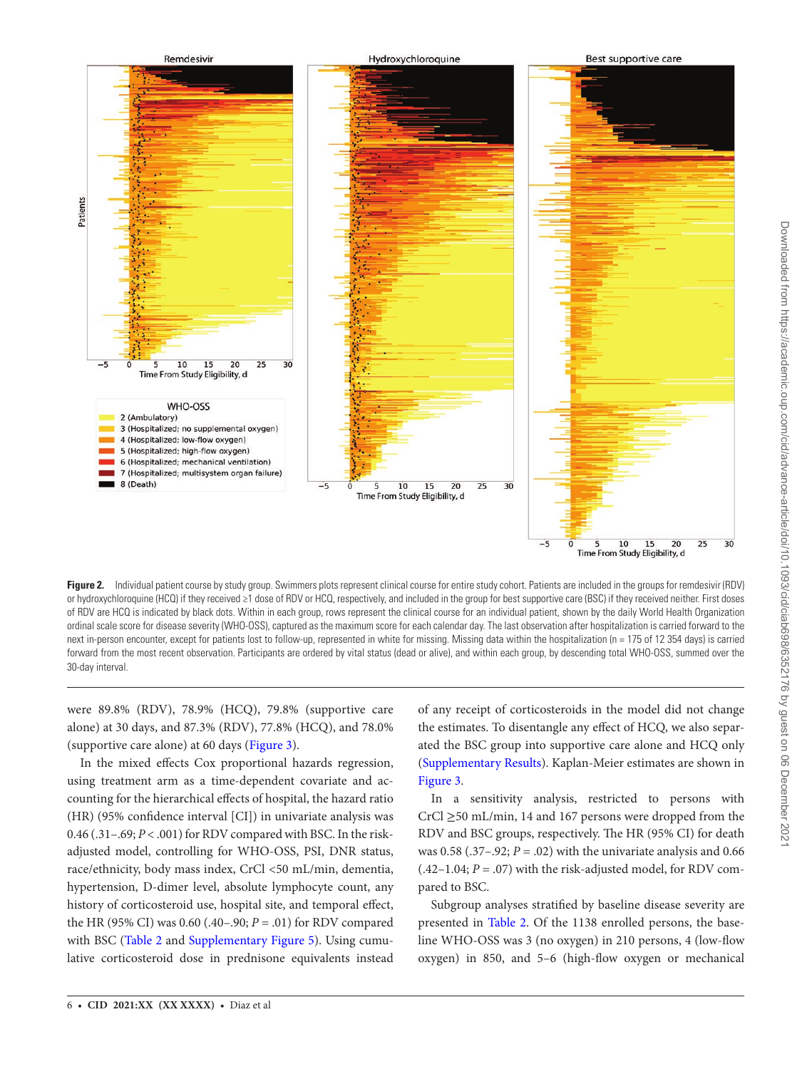**Figure 2.** Individual patient course by study group. Swimmers plots represent clinical course for entire study cohort. Patients are included in the groups for remdesivir (RDV) or hydroxychloroquine (HCQ) if they received ≥1 dose of RDV or HCQ, respectively, and included in the group for best supportive care (BSC) if they received neither. First doses of RDV are HCQ is indicated by black dots. Within in each group, rows represent the clinical course for an individual patient, shown by the daily World Health Organization ordinal scale score for disease severity (WHO-OSS), captured as the maximum score for each calendar day. The last observation after hospitalization is carried forward to the next in-person encounter, except for patients lost to follow-up, represented in white for missing. Missing data within the hospitalization (n = 175 of 12 354 days) is carried forward from the most recent observation. Participants are ordered by vital status (dead or alive), and within each group, by descending total WHO-OSS, summed over the 30-day interval.

were 89.8% (RDV), 78.9% (HCQ), 79.8% (supportive care alone) at 30 days, and 87.3% (RDV), 77.8% (HCQ), and 78.0% (supportive care alone) at 60 days (Figure 3).

In the mixed effects Cox proportional hazards regression, using treatment arm as a time-dependent covariate and accounting for the hierarchical effects of hospital, the hazard ratio (HR) (95% confidence interval [CI]) in univariate analysis was 0.46 (.31–.69; $P < .001$) for RDV compared with BSC. In the risk-adjusted model, controlling for WHO-OSS, PSI, DNR status, race/ethnicity, body mass index, CrCl <50 mL/min, dementia, hypertension, D-dimer level, absolute lymphocyte count, any history of corticosteroid use, hospital site, and temporal effect, the HR (95% CI) was 0.60 (.40–.90; $P = .01$) for RDV compared with BSC (Table 2 and Supplementary Figure 5). Using cumulative corticosteroid dose in prednisone equivalents instead of any receipt of corticosteroids in the model did not change the estimates. To disentangle any effect of HCQ, we also separated the BSC group into supportive care alone and HCQ only (Supplementary Results). Kaplan-Meier estimates are shown in Figure 3.

In a sensitivity analysis, restricted to persons with CrCl ≥50 mL/min, 14 and 167 persons were dropped from the RDV and BSC groups, respectively. The HR (95% CI) for death was 0.58 (.37–.92; $P = .02$) with the univariate analysis and 0.66 (.42–1.04; $P = .07$) with the risk-adjusted model, for RDV compared to BSC.

Subgroup analyses stratified by baseline disease severity are presented in Table 2. Of the 1138 enrolled persons, the baseline WHO-OSS was 3 (no oxygen) in 210 persons, 4 (low-flow oxygen) in 850, and 5–6 (high-flow oxygen or mechanical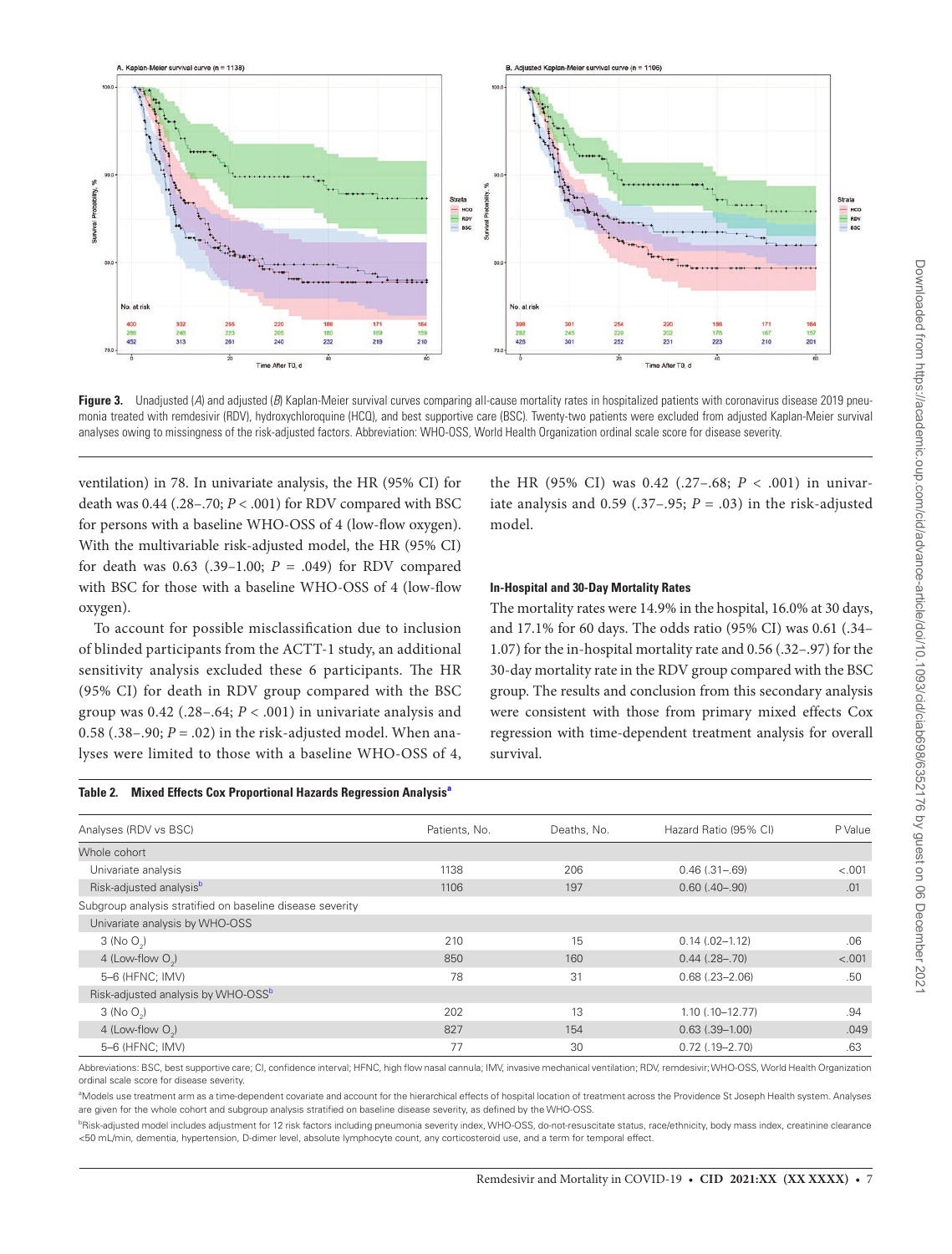**Figure 3.** Unadjusted (*A*) and adjusted (*B*) Kaplan-Meier survival curves comparing all-cause mortality rates in hospitalized patients with coronavirus disease 2019 pneumonia treated with remdesivir (RDV), hydroxychloroquine (HCQ), and best supportive care (BSC). Twenty-two patients were excluded from adjusted Kaplan-Meier survival analyses owing to missingness of the risk-adjusted factors. Abbreviation: WHO-OSS, World Health Organization ordinal scale score for disease severity.

ventilation) in 78. In univariate analysis, the HR (95% CI) for death was 0.44 (.28–.70; $P < .001$) for RDV compared with BSC for persons with a baseline WHO-OSS of 4 (low-flow oxygen). With the multivariable risk-adjusted model, the HR (95% CI) for death was 0.63 (.39–1.00; $P = .049$) for RDV compared with BSC for those with a baseline WHO-OSS of 4 (low-flow oxygen).

To account for possible misclassification due to inclusion of blinded participants from the ACTT-1 study, an additional sensitivity analysis excluded these 6 participants. The HR (95% CI) for death in RDV group compared with the BSC group was 0.42 (.28–.64; $P < .001$) in univariate analysis and 0.58 (.38–.90; $P = .02$) in the risk-adjusted model. When analyses were limited to those with a baseline WHO-OSS of 4, the HR (95% CI) was 0.42 (.27–.68; $P < .001$) in univariate analysis and 0.59 (.37–.95; $P = .03$) in the risk-adjusted model.

### In-Hospital and 30-Day Mortality Rates

The mortality rates were 14.9% in the hospital, 16.0% at 30 days, and 17.1% for 60 days. The odds ratio (95% CI) was 0.61 (.34–1.07) for the in-hospital mortality rate and 0.56 (.32–.97) for the 30-day mortality rate in the RDV group compared with the BSC group. The results and conclusion from this secondary analysis were consistent with those from primary mixed effects Cox regression with time-dependent treatment analysis for overall survival.

**Table 2. Mixed Effects Cox Proportional Hazards Regression Analysis[a]**

| Analyses (RDV vs BSC) | Patients, No. | Deaths, No. | Hazard Ratio (95% CI) | P Value |
|---|---|---|---|---|
| Whole cohort | | | | |
| Univariate analysis | 1138 | 206 | 0.46 (.31–.69) | <.001 |
| Risk-adjusted analysis[b] | 1106 | 197 | 0.60 (.40–.90) | .01 |
| Subgroup analysis stratified on baseline disease severity | | | | |
| Univariate analysis by WHO-OSS | | | | |
| 3 (No $O_2$) | 210 | 15 | 0.14 (.02–1.12) | .06 |
| 4 (Low-flow $O_2$) | 850 | 160 | 0.44 (.28–.70) | <.001 |
| 5–6 (HFNC; IMV) | 78 | 31 | 0.68 (.23–2.06) | .50 |
| Risk-adjusted analysis by WHO-OSS[b] | | | | |
| 3 (No $O_2$) | 202 | 13 | 1.10 (.10–12.77) | .94 |
| 4 (Low-flow $O_2$) | 827 | 154 | 0.63 (.39–1.00) | .049 |
| 5–6 (HFNC; IMV) | 77 | 30 | 0.72 (.19–2.70) | .63 |

Abbreviations: BSC, best supportive care; CI, confidence interval; HFNC, high flow nasal cannula; IMV, invasive mechanical ventilation; RDV, remdesivir; WHO-OSS, World Health Organization ordinal scale score for disease severity.

[a]Models use treatment arm as a time-dependent covariate and account for the hierarchical effects of hospital location of treatment across the Providence St Joseph Health system. Analyses are given for the whole cohort and subgroup analysis stratified on baseline disease severity, as defined by the WHO-OSS.

[b]Risk-adjusted model includes adjustment for 12 risk factors including pneumonia severity index, WHO-OSS, do-not-resuscitate status, race/ethnicity, body mass index, creatinine clearance <50 mL/min, dementia, hypertension, D-dimer level, absolute lymphocyte count, any corticosteroid use, and a term for temporal effect.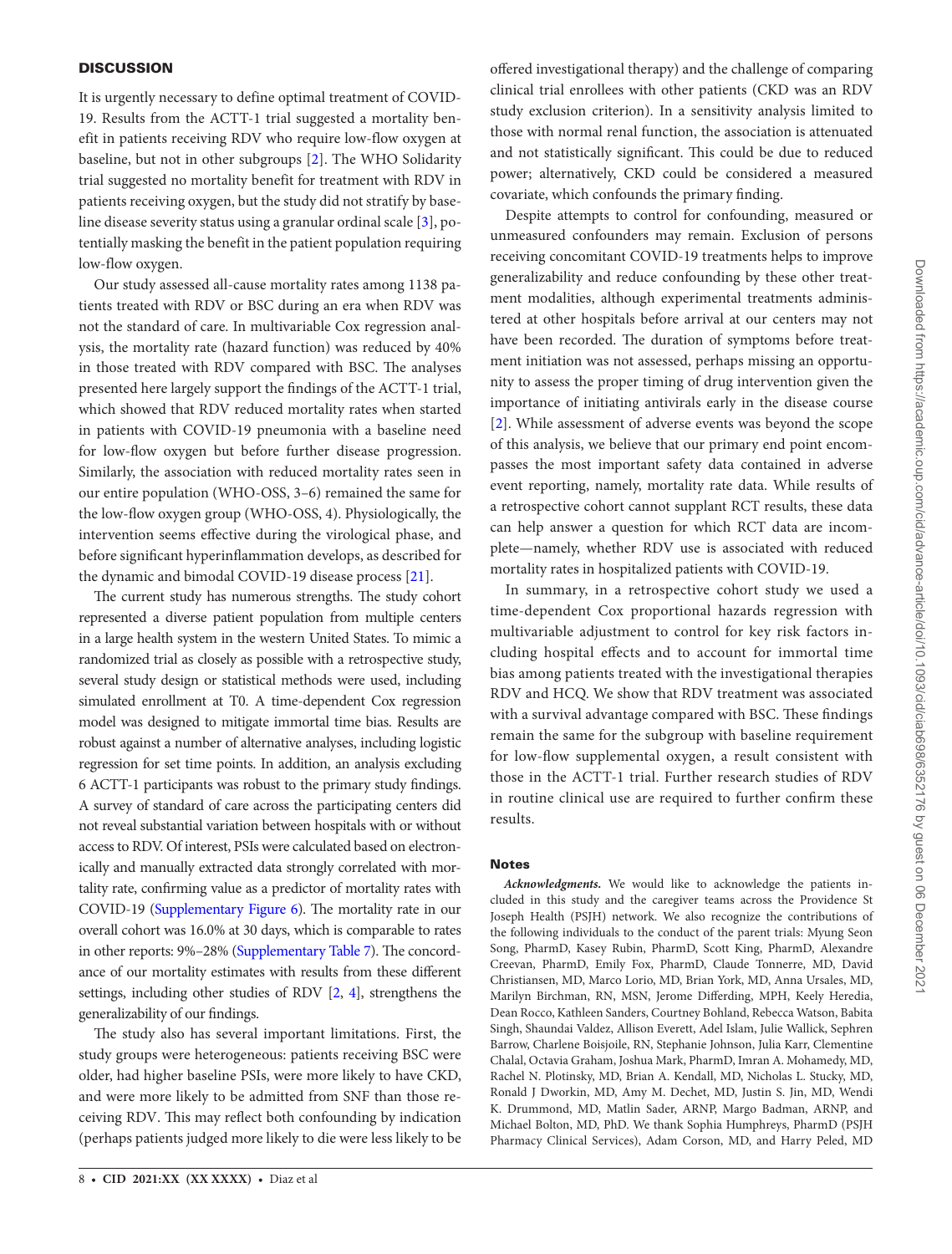## DISCUSSION

It is urgently necessary to define optimal treatment of COVID-19. Results from the ACTT-1 trial suggested a mortality benefit in patients receiving RDV who require low-flow oxygen at baseline, but not in other subgroups [2]. The WHO Solidarity trial suggested no mortality benefit for treatment with RDV in patients receiving oxygen, but the study did not stratify by baseline disease severity status using a granular ordinal scale [3], potentially masking the benefit in the patient population requiring low-flow oxygen.

Our study assessed all-cause mortality rates among 1138 patients treated with RDV or BSC during an era when RDV was not the standard of care. In multivariable Cox regression analysis, the mortality rate (hazard function) was reduced by 40% in those treated with RDV compared with BSC. The analyses presented here largely support the findings of the ACTT-1 trial, which showed that RDV reduced mortality rates when started in patients with COVID-19 pneumonia with a baseline need for low-flow oxygen but before further disease progression. Similarly, the association with reduced mortality rates seen in our entire population (WHO-OSS, 3–6) remained the same for the low-flow oxygen group (WHO-OSS, 4). Physiologically, the intervention seems effective during the virological phase, and before significant hyperinflammation develops, as described for the dynamic and bimodal COVID-19 disease process [21].

The current study has numerous strengths. The study cohort represented a diverse patient population from multiple centers in a large health system in the western United States. To mimic a randomized trial as closely as possible with a retrospective study, several study design or statistical methods were used, including simulated enrollment at T0. A time-dependent Cox regression model was designed to mitigate immortal time bias. Results are robust against a number of alternative analyses, including logistic regression for set time points. In addition, an analysis excluding 6 ACTT-1 participants was robust to the primary study findings. A survey of standard of care across the participating centers did not reveal substantial variation between hospitals with or without access to RDV. Of interest, PSIs were calculated based on electronically and manually extracted data strongly correlated with mortality rate, confirming value as a predictor of mortality rates with COVID-19 (Supplementary Figure 6). The mortality rate in our overall cohort was 16.0% at 30 days, which is comparable to rates in other reports: 9%–28% (Supplementary Table 7). The concordance of our mortality estimates with results from these different settings, including other studies of RDV [2, 4], strengthens the generalizability of our findings.

The study also has several important limitations. First, the study groups were heterogeneous: patients receiving BSC were older, had higher baseline PSIs, were more likely to have CKD, and were more likely to be admitted from SNF than those receiving RDV. This may reflect both confounding by indication (perhaps patients judged more likely to die were less likely to be offered investigational therapy) and the challenge of comparing clinical trial enrollees with other patients (CKD was an RDV study exclusion criterion). In a sensitivity analysis limited to those with normal renal function, the association is attenuated and not statistically significant. This could be due to reduced power; alternatively, CKD could be considered a measured covariate, which confounds the primary finding.

Despite attempts to control for confounding, measured or unmeasured confounders may remain. Exclusion of persons receiving concomitant COVID-19 treatments helps to improve generalizability and reduce confounding by these other treatment modalities, although experimental treatments administered at other hospitals before arrival at our centers may not have been recorded. The duration of symptoms before treatment initiation was not assessed, perhaps missing an opportunity to assess the proper timing of drug intervention given the importance of initiating antivirals early in the disease course [2]. While assessment of adverse events was beyond the scope of this analysis, we believe that our primary end point encompasses the most important safety data contained in adverse event reporting, namely, mortality rate data. While results of a retrospective cohort cannot supplant RCT results, these data can help answer a question for which RCT data are incomplete—namely, whether RDV use is associated with reduced mortality rates in hospitalized patients with COVID-19.

In summary, in a retrospective cohort study we used a time-dependent Cox proportional hazards regression with multivariable adjustment to control for key risk factors including hospital effects and to account for immortal time bias among patients treated with the investigational therapies RDV and HCQ. We show that RDV treatment was associated with a survival advantage compared with BSC. These findings remain the same for the subgroup with baseline requirement for low-flow supplemental oxygen, a result consistent with those in the ACTT-1 trial. Further research studies of RDV in routine clinical use are required to further confirm these results.

### Notes

***Acknowledgments.*** We would like to acknowledge the patients included in this study and the caregiver teams across the Providence St Joseph Health (PSJH) network. We also recognize the contributions of the following individuals to the conduct of the parent trials: Myung Seon Song, PharmD, Kasey Rubin, PharmD, Scott King, PharmD, Alexandre Creevan, PharmD, Emily Fox, PharmD, Claude Tonnerre, MD, David Christiansen, MD, Marco Lorio, MD, Brian York, MD, Anna Ursales, MD, Marilyn Birchman, RN, MSN, Jerome Differding, MPH, Keely Heredia, Dean Rocco, Kathleen Sanders, Courtney Bohland, Rebecca Watson, Babita Singh, Shaundai Valdez, Allison Everett, Adel Islam, Julie Wallick, Sephren Barrow, Charlene Boisjoile, RN, Stephanie Johnson, Julia Karr, Clementine Chalal, Octavia Graham, Joshua Mark, PharmD, Imran A. Mohamedy, MD, Rachel N. Plotinsky, MD, Brian A. Kendall, MD, Nicholas L. Stucky, MD, Ronald J Dworkin, MD, Amy M. Dechet, MD, Justin S. Jin, MD, Wendi K. Drummond, MD, Matlin Sader, ARNP, Margo Badman, ARNP, and Michael Bolton, MD, PhD. We thank Sophia Humphreys, PharmD (PSJH Pharmacy Clinical Services), Adam Corson, MD, and Harry Peled, MD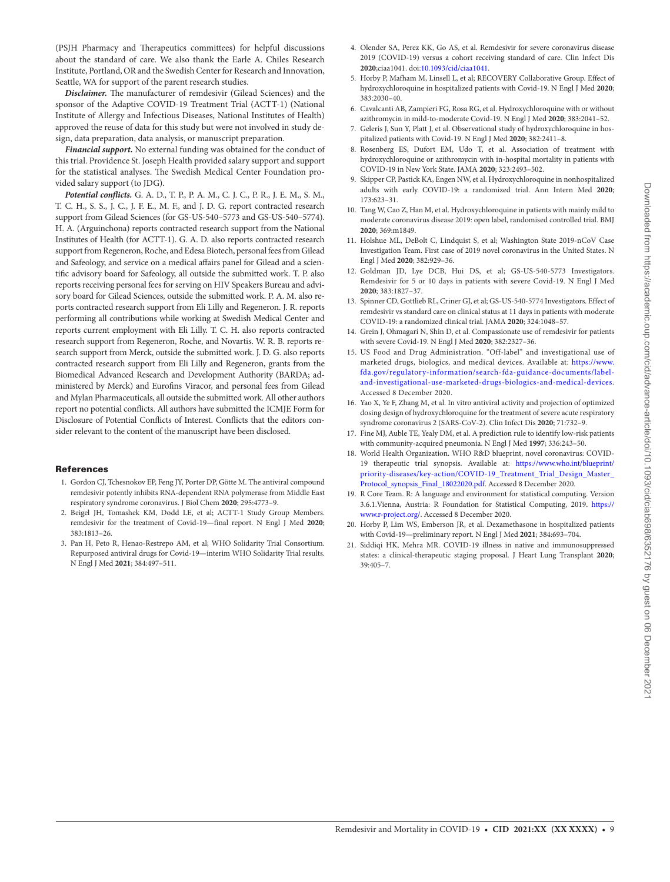(PSJH Pharmacy and Therapeutics committees) for helpful discussions about the standard of care. We also thank the Earle A. Chiles Research Institute, Portland, OR and the Swedish Center for Research and Innovation, Seattle, WA for support of the parent research studies.

***Disclaimer.*** The manufacturer of remdesivir (Gilead Sciences) and the sponsor of the Adaptive COVID-19 Treatment Trial (ACTT-1) (National Institute of Allergy and Infectious Diseases, National Institutes of Health) approved the reuse of data for this study but were not involved in study design, data preparation, data analysis, or manuscript preparation.

***Financial support.*** No external funding was obtained for the conduct of this trial. Providence St. Joseph Health provided salary support and support for the statistical analyses. The Swedish Medical Center Foundation provided salary support (to JDG).

***Potential conflicts.*** G. A. D., T. P., P. A. M., C. J. C., P. R., J. E. M., S. M., T. C. H., S. S., J. C., J. F. E., M. F., and J. D. G. report contracted research support from Gilead Sciences (for GS-US-540–5773 and GS-US-540–5774). H. A. (Arguinchona) reports contracted research support from the National Institutes of Health (for ACTT-1). G. A. D. also reports contracted research support from Regeneron, Roche, and Edesa Biotech, personal fees from Gilead and Safeology, and service on a medical affairs panel for Gilead and a scientific advisory board for Safeology, all outside the submitted work. T. P. also reports receiving personal fees for serving on HIV Speakers Bureau and advisory board for Gilead Sciences, outside the submitted work. P. A. M. also reports contracted research support from Eli Lilly and Regeneron. J. R. reports performing all contributions while working at Swedish Medical Center and reports current employment with Eli Lilly. T. C. H. also reports contracted research support from Regeneron, Roche, and Novartis. W. R. B. reports research support from Merck, outside the submitted work. J. D. G. also reports contracted research support from Eli Lilly and Regeneron, grants from the Biomedical Advanced Research and Development Authority (BARDA; administered by Merck) and Eurofins Viracor, and personal fees from Gilead and Mylan Pharmaceuticals, all outside the submitted work. All other authors report no potential conflicts. All authors have submitted the ICMJE Form for Disclosure of Potential Conflicts of Interest. Conflicts that the editors consider relevant to the content of the manuscript have been disclosed.

## References

1. Gordon CJ, Tchesnokov EP, Feng JY, Porter DP, Götte M. The antiviral compound remdesivir potently inhibits RNA-dependent RNA polymerase from Middle East respiratory syndrome coronavirus. J Biol Chem **2020**; 295:4773–9.
2. Beigel JH, Tomashek KM, Dodd LE, et al; ACTT-1 Study Group Members. remdesivir for the treatment of Covid-19—final report. N Engl J Med **2020**; 383:1813–26.
3. Pan H, Peto R, Henao-Restrepo AM, et al; WHO Solidarity Trial Consortium. Repurposed antiviral drugs for Covid-19—interim WHO Solidarity Trial results. N Engl J Med **2021**; 384:497–511.
4. Olender SA, Perez KK, Go AS, et al. Remdesivir for severe coronavirus disease 2019 (COVID-19) versus a cohort receiving standard of care. Clin Infect Dis **2020**;ciaa1041. doi:10.1093/cid/ciaa1041.
5. Horby P, Mafham M, Linsell L, et al; RECOVERY Collaborative Group. Effect of hydroxychloroquine in hospitalized patients with Covid-19. N Engl J Med **2020**; 383:2030–40.
6. Cavalcanti AB, Zampieri FG, Rosa RG, et al. Hydroxychloroquine with or without azithromycin in mild-to-moderate Covid-19. N Engl J Med **2020**; 383:2041–52.
7. Geleris J, Sun Y, Platt J, et al. Observational study of hydroxychloroquine in hospitalized patients with Covid-19. N Engl J Med **2020**; 382:2411–8.
8. Rosenberg ES, Dufort EM, Udo T, et al. Association of treatment with hydroxychloroquine or azithromycin with in-hospital mortality in patients with COVID-19 in New York State. JAMA **2020**; 323:2493–502.
9. Skipper CP, Pastick KA, Engen NW, et al. Hydroxychloroquine in nonhospitalized adults with early COVID-19: a randomized trial. Ann Intern Med **2020**; 173:623–31.
10. Tang W, Cao Z, Han M, et al. Hydroxychloroquine in patients with mainly mild to moderate coronavirus disease 2019: open label, randomised controlled trial. BMJ **2020**; 369:m1849.
11. Holshue ML, DeBolt C, Lindquist S, et al; Washington State 2019-nCoV Case Investigation Team. First case of 2019 novel coronavirus in the United States. N Engl J Med **2020**; 382:929–36.
12. Goldman JD, Lye DCB, Hui DS, et al; GS-US-540-5773 Investigators. Remdesivir for 5 or 10 days in patients with severe Covid-19. N Engl J Med **2020**; 383:1827–37.
13. Spinner CD, Gottlieb RL, Criner GJ, et al; GS-US-540-5774 Investigators. Effect of remdesivir vs standard care on clinical status at 11 days in patients with moderate COVID-19: a randomized clinical trial. JAMA **2020**; 324:1048–57.
14. Grein J, Ohmagari N, Shin D, et al. Compassionate use of remdesivir for patients with severe Covid-19. N Engl J Med **2020**; 382:2327–36.
15. US Food and Drug Administration. "Off-label" and investigational use of marketed drugs, biologics, and medical devices. Available at: https://www.fda.gov/regulatory-information/search-fda-guidance-documents/label-and-investigational-use-marketed-drugs-biologics-and-medical-devices. Accessed 8 December 2020.
16. Yao X, Ye F, Zhang M, et al. In vitro antiviral activity and projection of optimized dosing design of hydroxychloroquine for the treatment of severe acute respiratory syndrome coronavirus 2 (SARS-CoV-2). Clin Infect Dis **2020**; 71:732–9.
17. Fine MJ, Auble TE, Yealy DM, et al. A prediction rule to identify low-risk patients with community-acquired pneumonia. N Engl J Med **1997**; 336:243–50.
18. World Health Organization. WHO R&D blueprint, novel coronavirus: COVID-19 therapeutic trial synopsis. Available at: https://www.who.int/blueprint/priority-diseases/key-action/COVID-19_Treatment_Trial_Design_Master_Protocol_synopsis_Final_18022020.pdf. Accessed 8 December 2020.
19. R Core Team. R: A language and environment for statistical computing. Version 3.6.1.Vienna, Austria: R Foundation for Statistical Computing, 2019. https://www.r-project.org/. Accessed 8 December 2020.
20. Horby P, Lim WS, Emberson JR, et al. Dexamethasone in hospitalized patients with Covid-19—preliminary report. N Engl J Med **2021**; 384:693–704.
21. Siddiqi HK, Mehra MR. COVID-19 illness in native and immunosuppressed states: a clinical-therapeutic staging proposal. J Heart Lung Transplant **2020**; 39:405–7.